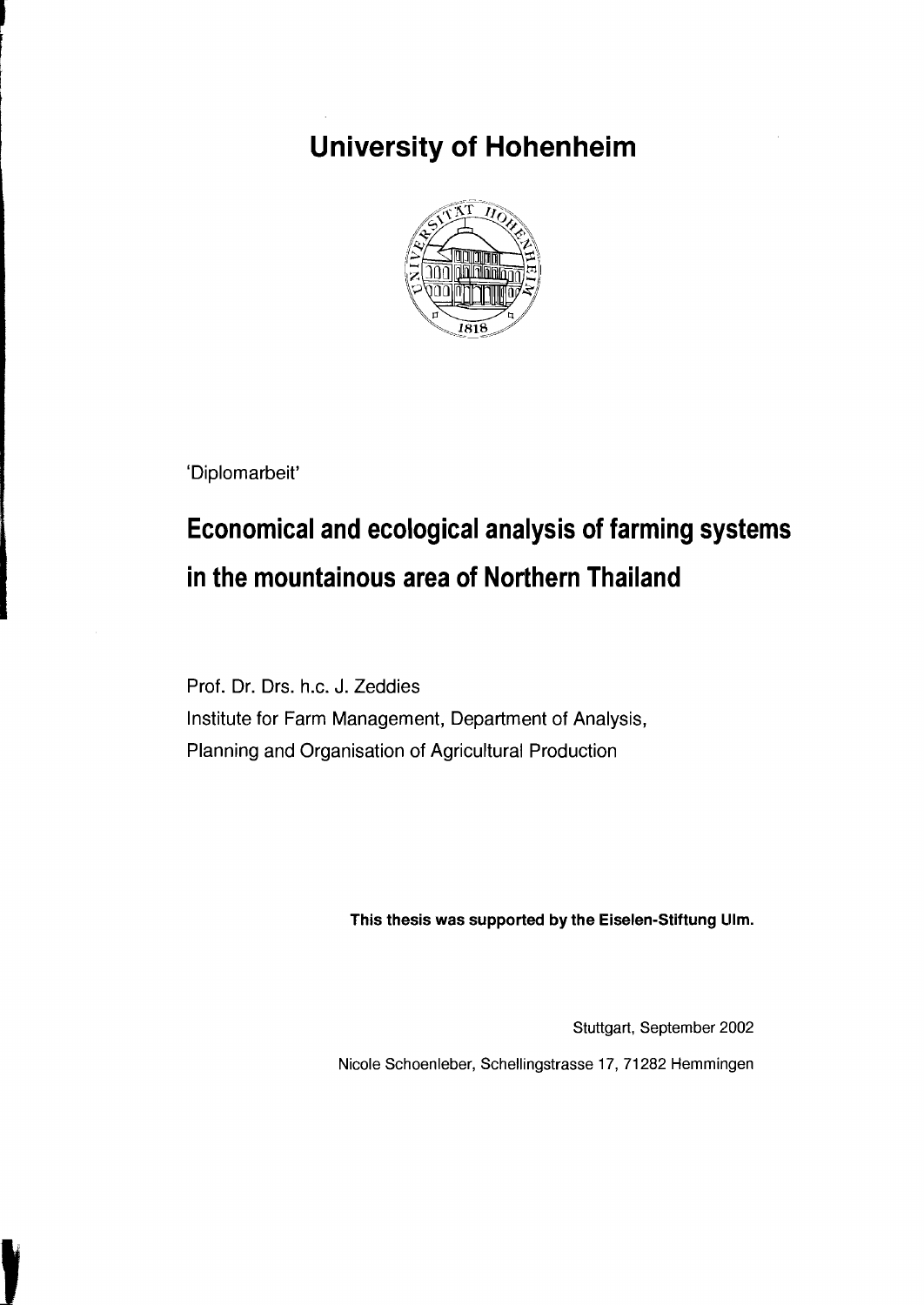# University of Hohenheim

'Diplomarbeit'

## Economical and ecological analysis of farming systems in the mountainous area of Northern Thailand

Prof. Dr. Drs. h.c. J. Zeddies
Institute for Farm Management, Department of Analysis,
Planning and Organisation of Agricultural Production

**This thesis was supported by the Eiselen-Stiftung Ulm.**

Stuttgart, September 2002

Nicole Schoenleber, Schellingstrasse 17, 71282 Hemmingen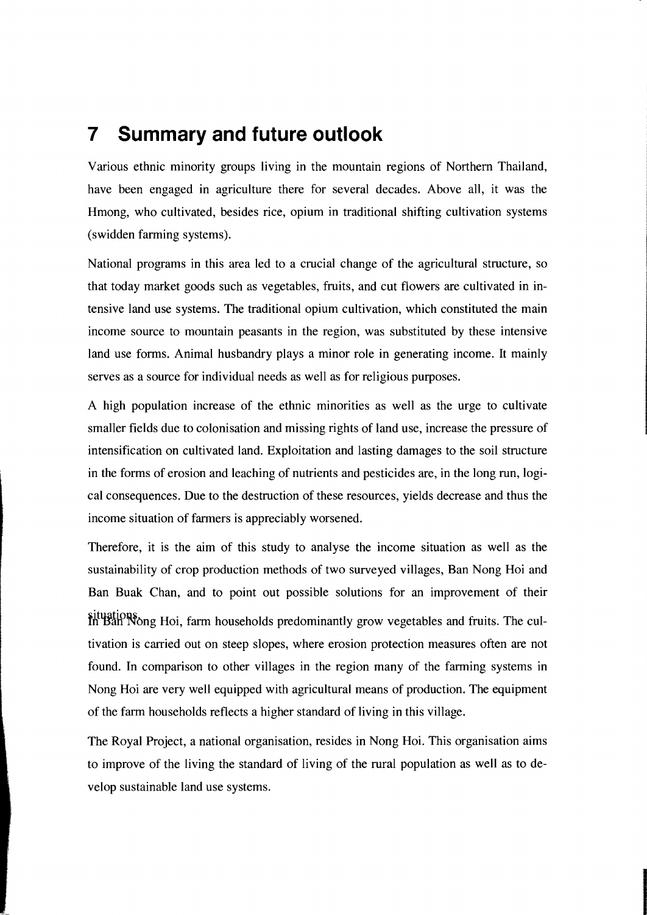# 7 Summary and future outlook

Various ethnic minority groups living in the mountain regions of Northern Thailand, have been engaged in agriculture there for several decades. Above all, it was the Hmong, who cultivated, besides rice, opium in traditional shifting cultivation systems (swidden farming systems).

National programs in this area led to a crucial change of the agricultural structure, so that today market goods such as vegetables, fruits, and cut flowers are cultivated in intensive land use systems. The traditional opium cultivation, which constituted the main income source to mountain peasants in the region, was substituted by these intensive land use forms. Animal husbandry plays a minor role in generating income. It mainly serves as a source for individual needs as well as for religious purposes.

A high population increase of the ethnic minorities as well as the urge to cultivate smaller fields due to colonisation and missing rights of land use, increase the pressure of intensification on cultivated land. Exploitation and lasting damages to the soil structure in the forms of erosion and leaching of nutrients and pesticides are, in the long run, logical consequences. Due to the destruction of these resources, yields decrease and thus the income situation of farmers is appreciably worsened.

Therefore, it is the aim of this study to analyse the income situation as well as the sustainability of crop production methods of two surveyed villages, Ban Nong Hoi and Ban Buak Chan, and to point out possible solutions for an improvement of their situations.

In Ban Nong Hoi, farm households predominantly grow vegetables and fruits. The cultivation is carried out on steep slopes, where erosion protection measures often are not found. In comparison to other villages in the region many of the farming systems in Nong Hoi are very well equipped with agricultural means of production. The equipment of the farm households reflects a higher standard of living in this village.

The Royal Project, a national organisation, resides in Nong Hoi. This organisation aims to improve of the living the standard of living of the rural population as well as to develop sustainable land use systems.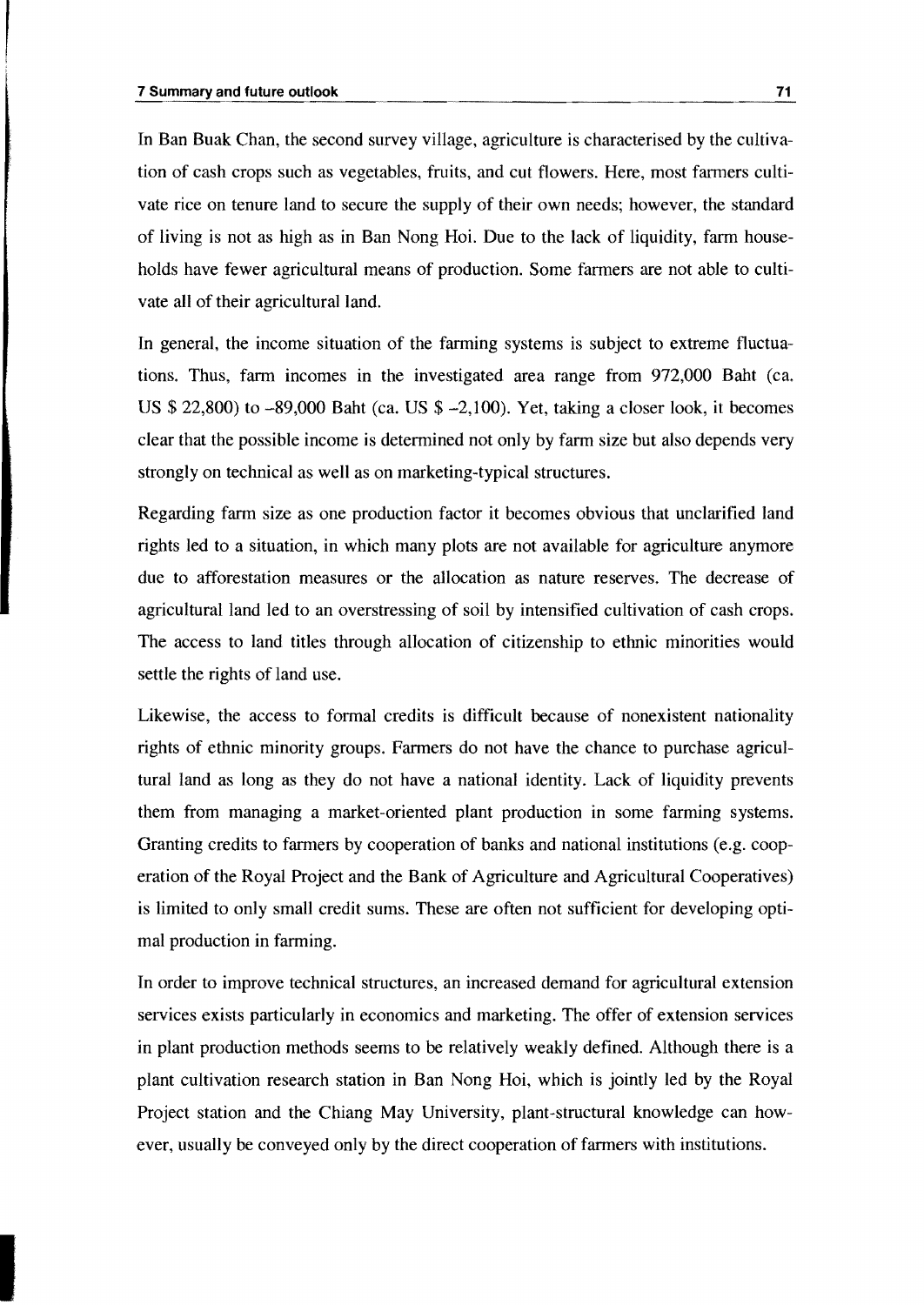In Ban Buak Chan, the second survey village, agriculture is characterised by the cultivation of cash crops such as vegetables, fruits, and cut flowers. Here, most farmers cultivate rice on tenure land to secure the supply of their own needs; however, the standard of living is not as high as in Ban Nong Hoi. Due to the lack of liquidity, farm households have fewer agricultural means of production. Some farmers are not able to cultivate all of their agricultural land.

In general, the income situation of the farming systems is subject to extreme fluctuations. Thus, farm incomes in the investigated area range from 972,000 Baht (ca. US $ 22,800) to –89,000 Baht (ca. US $ –2,100). Yet, taking a closer look, it becomes clear that the possible income is determined not only by farm size but also depends very strongly on technical as well as on marketing-typical structures.

Regarding farm size as one production factor it becomes obvious that unclarified land rights led to a situation, in which many plots are not available for agriculture anymore due to afforestation measures or the allocation as nature reserves. The decrease of agricultural land led to an overstressing of soil by intensified cultivation of cash crops. The access to land titles through allocation of citizenship to ethnic minorities would settle the rights of land use.

Likewise, the access to formal credits is difficult because of nonexistent nationality rights of ethnic minority groups. Farmers do not have the chance to purchase agricultural land as long as they do not have a national identity. Lack of liquidity prevents them from managing a market-oriented plant production in some farming systems. Granting credits to farmers by cooperation of banks and national institutions (e.g. cooperation of the Royal Project and the Bank of Agriculture and Agricultural Cooperatives) is limited to only small credit sums. These are often not sufficient for developing optimal production in farming.

In order to improve technical structures, an increased demand for agricultural extension services exists particularly in economics and marketing. The offer of extension services in plant production methods seems to be relatively weakly defined. Although there is a plant cultivation research station in Ban Nong Hoi, which is jointly led by the Royal Project station and the Chiang May University, plant-structural knowledge can however, usually be conveyed only by the direct cooperation of farmers with institutions.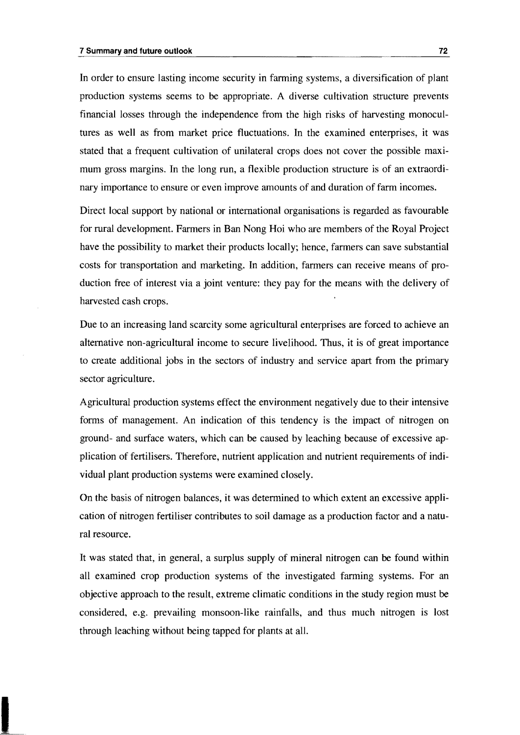In order to ensure lasting income security in farming systems, a diversification of plant production systems seems to be appropriate. A diverse cultivation structure prevents financial losses through the independence from the high risks of harvesting monocultures as well as from market price fluctuations. In the examined enterprises, it was stated that a frequent cultivation of unilateral crops does not cover the possible maximum gross margins. In the long run, a flexible production structure is of an extraordinary importance to ensure or even improve amounts of and duration of farm incomes.

Direct local support by national or international organisations is regarded as favourable for rural development. Farmers in Ban Nong Hoi who are members of the Royal Project have the possibility to market their products locally; hence, farmers can save substantial costs for transportation and marketing. In addition, farmers can receive means of production free of interest via a joint venture: they pay for the means with the delivery of harvested cash crops.

Due to an increasing land scarcity some agricultural enterprises are forced to achieve an alternative non-agricultural income to secure livelihood. Thus, it is of great importance to create additional jobs in the sectors of industry and service apart from the primary sector agriculture.

Agricultural production systems effect the environment negatively due to their intensive forms of management. An indication of this tendency is the impact of nitrogen on ground- and surface waters, which can be caused by leaching because of excessive application of fertilisers. Therefore, nutrient application and nutrient requirements of individual plant production systems were examined closely.

On the basis of nitrogen balances, it was determined to which extent an excessive application of nitrogen fertiliser contributes to soil damage as a production factor and a natural resource.

It was stated that, in general, a surplus supply of mineral nitrogen can be found within all examined crop production systems of the investigated farming systems. For an objective approach to the result, extreme climatic conditions in the study region must be considered, e.g. prevailing monsoon-like rainfalls, and thus much nitrogen is lost through leaching without being tapped for plants at all.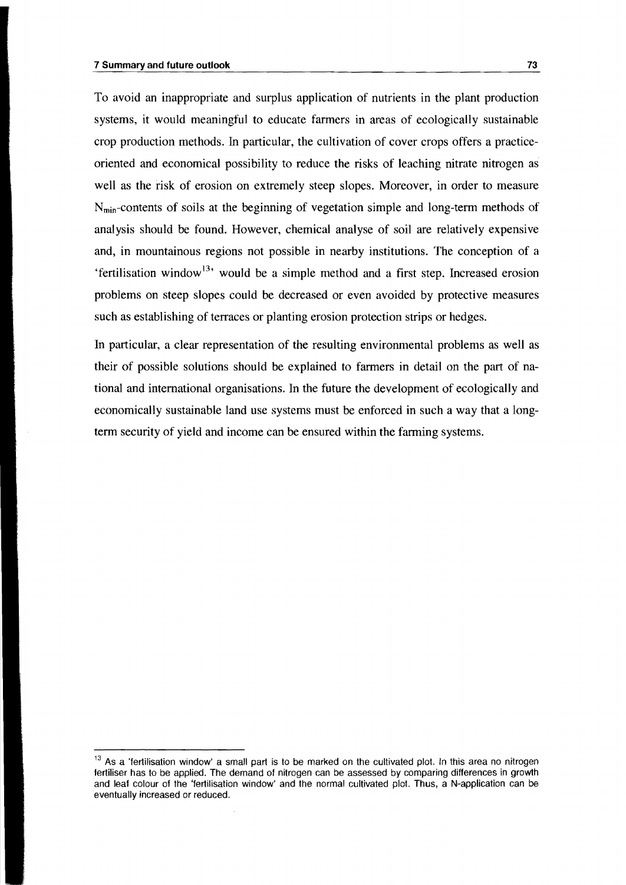To avoid an inappropriate and surplus application of nutrients in the plant production systems, it would meaningful to educate farmers in areas of ecologically sustainable crop production methods. In particular, the cultivation of cover crops offers a practice-oriented and economical possibility to reduce the risks of leaching nitrate nitrogen as well as the risk of erosion on extremely steep slopes. Moreover, in order to measure $N_{min}$-contents of soils at the beginning of vegetation simple and long-term methods of analysis should be found. However, chemical analyse of soil are relatively expensive and, in mountainous regions not possible in nearby institutions. The conception of a 'fertilisation window[13]' would be a simple method and a first step. Increased erosion problems on steep slopes could be decreased or even avoided by protective measures such as establishing of terraces or planting erosion protection strips or hedges.

In particular, a clear representation of the resulting environmental problems as well as their of possible solutions should be explained to farmers in detail on the part of national and international organisations. In the future the development of ecologically and economically sustainable land use systems must be enforced in such a way that a long-term security of yield and income can be ensured within the farming systems.

---

[13] As a 'fertilisation window' a small part is to be marked on the cultivated plot. In this area no nitrogen fertiliser has to be applied. The demand of nitrogen can be assessed by comparing differences in growth and leaf colour of the 'fertilisation window' and the normal cultivated plot. Thus, a N-application can be eventually increased or reduced.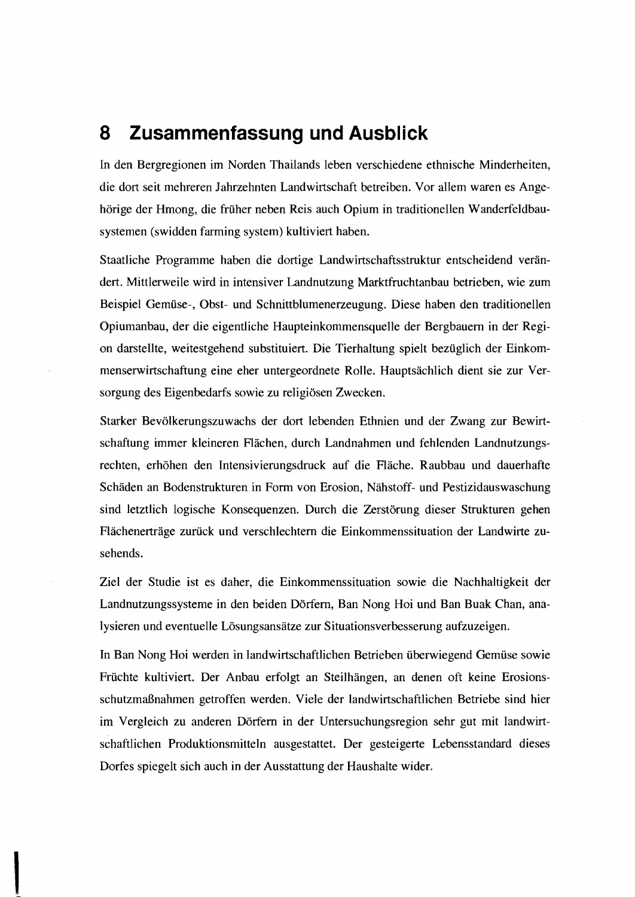# 8 Zusammenfassung und Ausblick

In den Bergregionen im Norden Thailands leben verschiedene ethnische Minderheiten, die dort seit mehreren Jahrzehnten Landwirtschaft betreiben. Vor allem waren es Angehörige der Hmong, die früher neben Reis auch Opium in traditionellen Wanderfeldbausystemen (swidden farming system) kultiviert haben.

Staatliche Programme haben die dortige Landwirtschaftsstruktur entscheidend verändert. Mittlerweile wird in intensiver Landnutzung Marktfruchtanbau betrieben, wie zum Beispiel Gemüse-, Obst- und Schnittblumenerzeugung. Diese haben den traditionellen Opiumanbau, der die eigentliche Haupteinkommensquelle der Bergbauern in der Region darstellte, weitestgehend substituiert. Die Tierhaltung spielt bezüglich der Einkommenserwirtschaftung eine eher untergeordnete Rolle. Hauptsächlich dient sie zur Versorgung des Eigenbedarfs sowie zu religiösen Zwecken.

Starker Bevölkerungszuwachs der dort lebenden Ethnien und der Zwang zur Bewirtschaftung immer kleineren Flächen, durch Landnahmen und fehlenden Landnutzungsrechten, erhöhen den Intensivierungsdruck auf die Fläche. Raubbau und dauerhafte Schäden an Bodenstrukturen in Form von Erosion, Nähstoff- und Pestizidauswaschung sind letztlich logische Konsequenzen. Durch die Zerstörung dieser Strukturen gehen Flächenerträge zurück und verschlechtern die Einkommenssituation der Landwirte zusehends.

Ziel der Studie ist es daher, die Einkommenssituation sowie die Nachhaltigkeit der Landnutzungssysteme in den beiden Dörfern, Ban Nong Hoi und Ban Buak Chan, analysieren und eventuelle Lösungsansätze zur Situationsverbesserung aufzuzeigen.

In Ban Nong Hoi werden in landwirtschaftlichen Betrieben überwiegend Gemüse sowie Früchte kultiviert. Der Anbau erfolgt an Steilhängen, an denen oft keine Erosionsschutzmaßnahmen getroffen werden. Viele der landwirtschaftlichen Betriebe sind hier im Vergleich zu anderen Dörfern in der Untersuchungsregion sehr gut mit landwirtschaftlichen Produktionsmitteln ausgestattet. Der gesteigerte Lebensstandard dieses Dorfes spiegelt sich auch in der Ausstattung der Haushalte wider.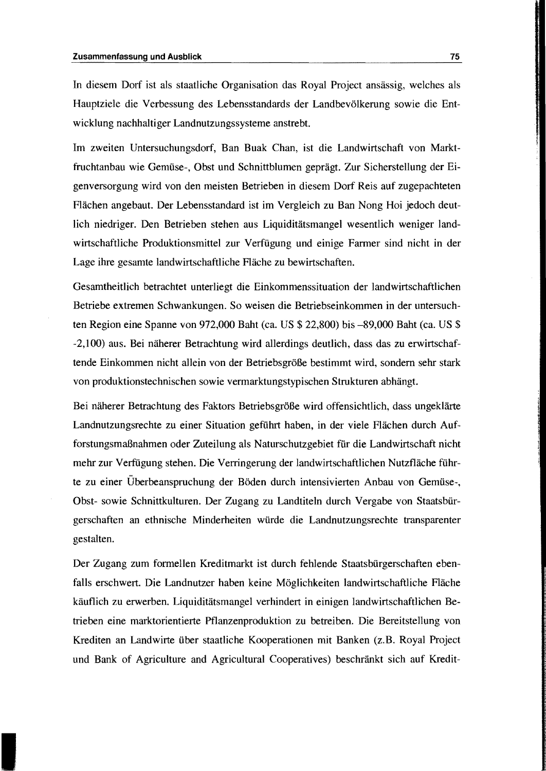In diesem Dorf ist als staatliche Organisation das Royal Project ansässig, welches als Hauptziele die Verbessung des Lebensstandards der Landbevölkerung sowie die Entwicklung nachhaltiger Landnutzungssysteme anstrebt.

Im zweiten Untersuchungsdorf, Ban Buak Chan, ist die Landwirtschaft von Marktfruchtanbau wie Gemüse-, Obst und Schnittblumen geprägt. Zur Sicherstellung der Eigenversorgung wird von den meisten Betrieben in diesem Dorf Reis auf zugepachteten Flächen angebaut. Der Lebensstandard ist im Vergleich zu Ban Nong Hoi jedoch deutlich niedriger. Den Betrieben stehen aus Liquiditätsmangel wesentlich weniger landwirtschaftliche Produktionsmittel zur Verfügung und einige Farmer sind nicht in der Lage ihre gesamte landwirtschaftliche Fläche zu bewirtschaften.

Gesamtheitlich betrachtet unterliegt die Einkommenssituation der landwirtschaftlichen Betriebe extremen Schwankungen. So weisen die Betriebseinkommen in der untersuchten Region eine Spanne von 972,000 Baht (ca. US $ 22,800) bis –89,000 Baht (ca. US $ -2,100) aus. Bei näherer Betrachtung wird allerdings deutlich, dass das zu erwirtschaftende Einkommen nicht allein von der Betriebsgröße bestimmt wird, sondern sehr stark von produktionstechnischen sowie vermarktungstypischen Strukturen abhängt.

Bei näherer Betrachtung des Faktors Betriebsgröße wird offensichtlich, dass ungeklärte Landnutzungsrechte zu einer Situation geführt haben, in der viele Flächen durch Aufforstungsmaßnahmen oder Zuteilung als Naturschutzgebiet für die Landwirtschaft nicht mehr zur Verfügung stehen. Die Verringerung der landwirtschaftlichen Nutzfläche führte zu einer Überbeanspruchung der Böden durch intensivierten Anbau von Gemüse-, Obst- sowie Schnittkulturen. Der Zugang zu Landtiteln durch Vergabe von Staatsbürgerschaften an ethnische Minderheiten würde die Landnutzungsrechte transparenter gestalten.

Der Zugang zum formellen Kreditmarkt ist durch fehlende Staatsbürgerschaften ebenfalls erschwert. Die Landnutzer haben keine Möglichkeiten landwirtschaftliche Fläche käuflich zu erwerben. Liquiditätsmangel verhindert in einigen landwirtschaftlichen Betrieben eine marktorientierte Pflanzenproduktion zu betreiben. Die Bereitstellung von Krediten an Landwirte über staatliche Kooperationen mit Banken (z.B. Royal Project und Bank of Agriculture and Agricultural Cooperatives) beschränkt sich auf Kredit-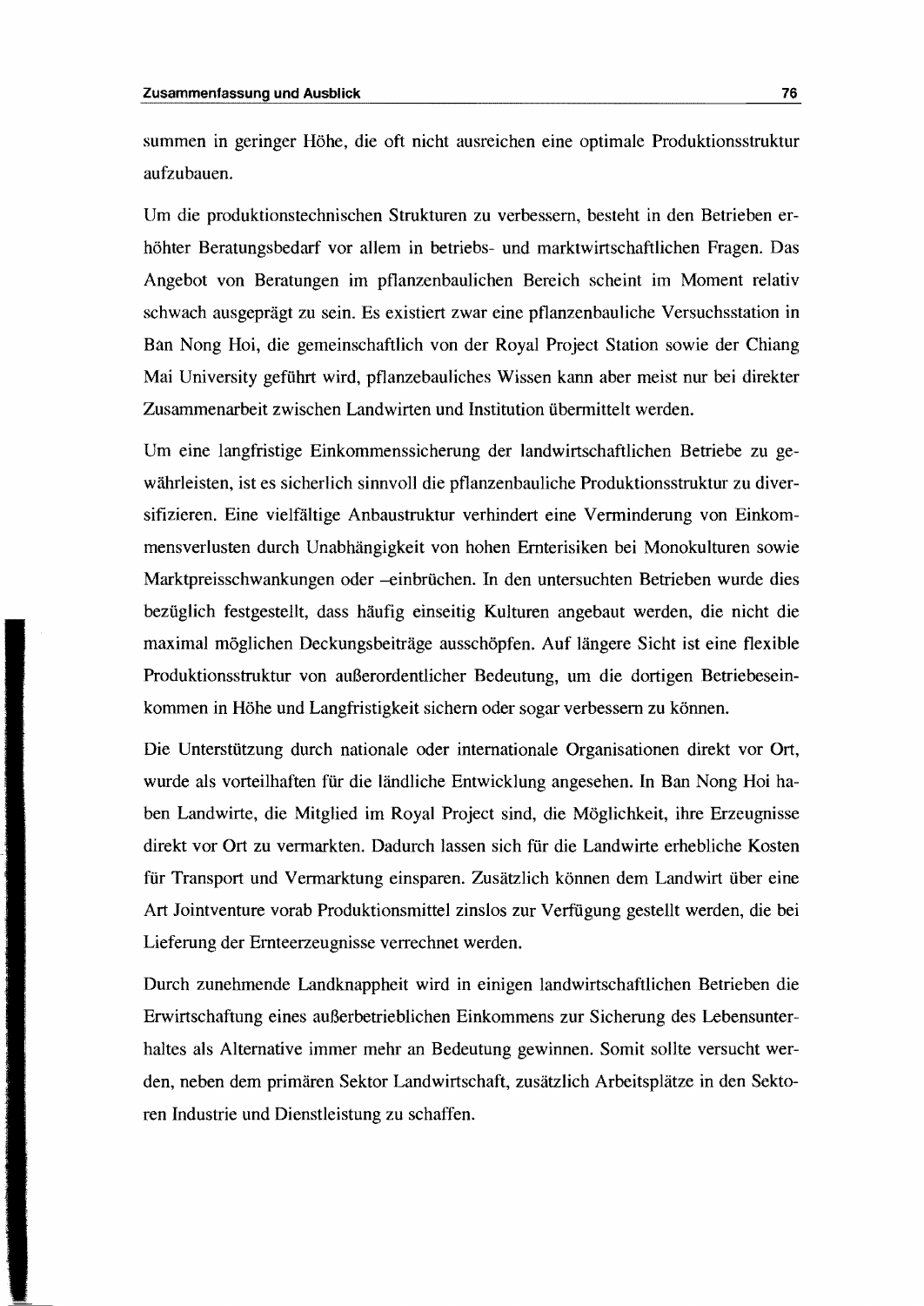summen in geringer Höhe, die oft nicht ausreichen eine optimale Produktionsstruktur aufzubauen.

Um die produktionstechnischen Strukturen zu verbessern, besteht in den Betrieben erhöhter Beratungsbedarf vor allem in betriebs- und marktwirtschaftlichen Fragen. Das Angebot von Beratungen im pflanzenbaulichen Bereich scheint im Moment relativ schwach ausgeprägt zu sein. Es existiert zwar eine pflanzenbauliche Versuchsstation in Ban Nong Hoi, die gemeinschaftlich von der Royal Project Station sowie der Chiang Mai University geführt wird, pflanzebauliches Wissen kann aber meist nur bei direkter Zusammenarbeit zwischen Landwirten und Institution übermittelt werden.

Um eine langfristige Einkommenssicherung der landwirtschaftlichen Betriebe zu gewährleisten, ist es sicherlich sinnvoll die pflanzenbauliche Produktionsstruktur zu diversifizieren. Eine vielfältige Anbaustruktur verhindert eine Verminderung von Einkommensverlusten durch Unabhängigkeit von hohen Ernterisiken bei Monokulturen sowie Marktpreisschwankungen oder –einbrüchen. In den untersuchten Betrieben wurde dies bezüglich festgestellt, dass häufig einseitig Kulturen angebaut werden, die nicht die maximal möglichen Deckungsbeiträge ausschöpfen. Auf längere Sicht ist eine flexible Produktionsstruktur von außerordentlicher Bedeutung, um die dortigen Betriebeseinkommen in Höhe und Langfristigkeit sichern oder sogar verbessern zu können.

Die Unterstützung durch nationale oder internationale Organisationen direkt vor Ort, wurde als vorteilhaften für die ländliche Entwicklung angesehen. In Ban Nong Hoi haben Landwirte, die Mitglied im Royal Project sind, die Möglichkeit, ihre Erzeugnisse direkt vor Ort zu vermarkten. Dadurch lassen sich für die Landwirte erhebliche Kosten für Transport und Vermarktung einsparen. Zusätzlich können dem Landwirt über eine Art Jointventure vorab Produktionsmittel zinslos zur Verfügung gestellt werden, die bei Lieferung der Ernteerzeugnisse verrechnet werden.

Durch zunehmende Landknappheit wird in einigen landwirtschaftlichen Betrieben die Erwirtschaftung eines außerbetrieblichen Einkommens zur Sicherung des Lebensunterhaltes als Alternative immer mehr an Bedeutung gewinnen. Somit sollte versucht werden, neben dem primären Sektor Landwirtschaft, zusätzlich Arbeitsplätze in den Sektoren Industrie und Dienstleistung zu schaffen.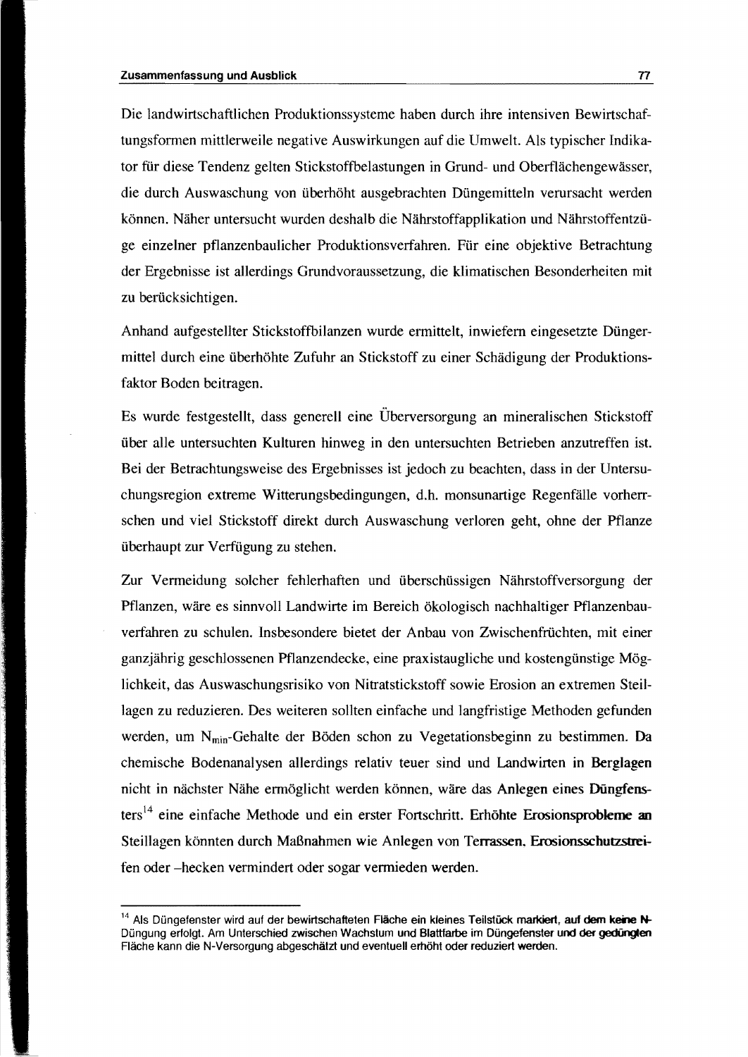Die landwirtschaftlichen Produktionssysteme haben durch ihre intensiven Bewirtschaftungsformen mittlerweile negative Auswirkungen auf die Umwelt. Als typischer Indikator für diese Tendenz gelten Stickstoffbelastungen in Grund- und Oberflächengewässer, die durch Auswaschung von überhöht ausgebrachten Düngemitteln verursacht werden können. Näher untersucht wurden deshalb die Nährstoffapplikation und Nährstoffentzüge einzelner pflanzenbaulicher Produktionsverfahren. Für eine objektive Betrachtung der Ergebnisse ist allerdings Grundvoraussetzung, die klimatischen Besonderheiten mit zu berücksichtigen.

Anhand aufgestellter Stickstoffbilanzen wurde ermittelt, inwiefern eingesetzte Düngermittel durch eine überhöhte Zufuhr an Stickstoff zu einer Schädigung der Produktionsfaktor Boden beitragen.

Es wurde festgestellt, dass generell eine Überversorgung an mineralischen Stickstoff über alle untersuchten Kulturen hinweg in den untersuchten Betrieben anzutreffen ist. Bei der Betrachtungsweise des Ergebnisses ist jedoch zu beachten, dass in der Untersuchungsregion extreme Witterungsbedingungen, d.h. monsunartige Regenfälle vorherrschen und viel Stickstoff direkt durch Auswaschung verloren geht, ohne der Pflanze überhaupt zur Verfügung zu stehen.

Zur Vermeidung solcher fehlerhaften und überschüssigen Nährstoffversorgung der Pflanzen, wäre es sinnvoll Landwirte im Bereich ökologisch nachhaltiger Pflanzenbauverfahren zu schulen. Insbesondere bietet der Anbau von Zwischenfrüchten, mit einer ganzjährig geschlossenen Pflanzendecke, eine praxistaugliche und kostengünstige Möglichkeit, das Auswaschungsrisiko von Nitratstickstoff sowie Erosion an extremen Steillagen zu reduzieren. Des weiteren sollten einfache und langfristige Methoden gefunden werden, um $N_{min}$-Gehalte der Böden schon zu Vegetationsbeginn zu bestimmen. Da chemische Bodenanalysen allerdings relativ teuer sind und Landwirten in Berglagen nicht in nächster Nähe ermöglicht werden können, wäre das Anlegen eines Düngfensters[14] eine einfache Methode und ein erster Fortschritt. Erhöhte Erosionsprobleme an Steillagen könnten durch Maßnahmen wie Anlegen von Terrassen, Erosionsschutzstreifen oder –hecken vermindert oder sogar vermieden werden.

---

[14] Als Düngefenster wird auf der bewirtschafteten Fläche ein kleines Teilstück markiert, auf dem keine N-Düngung erfolgt. Am Unterschied zwischen Wachstum und Blattfarbe im Düngefenster und der gedüngten Fläche kann die N-Versorgung abgeschätzt und eventuell erhöht oder reduziert werden.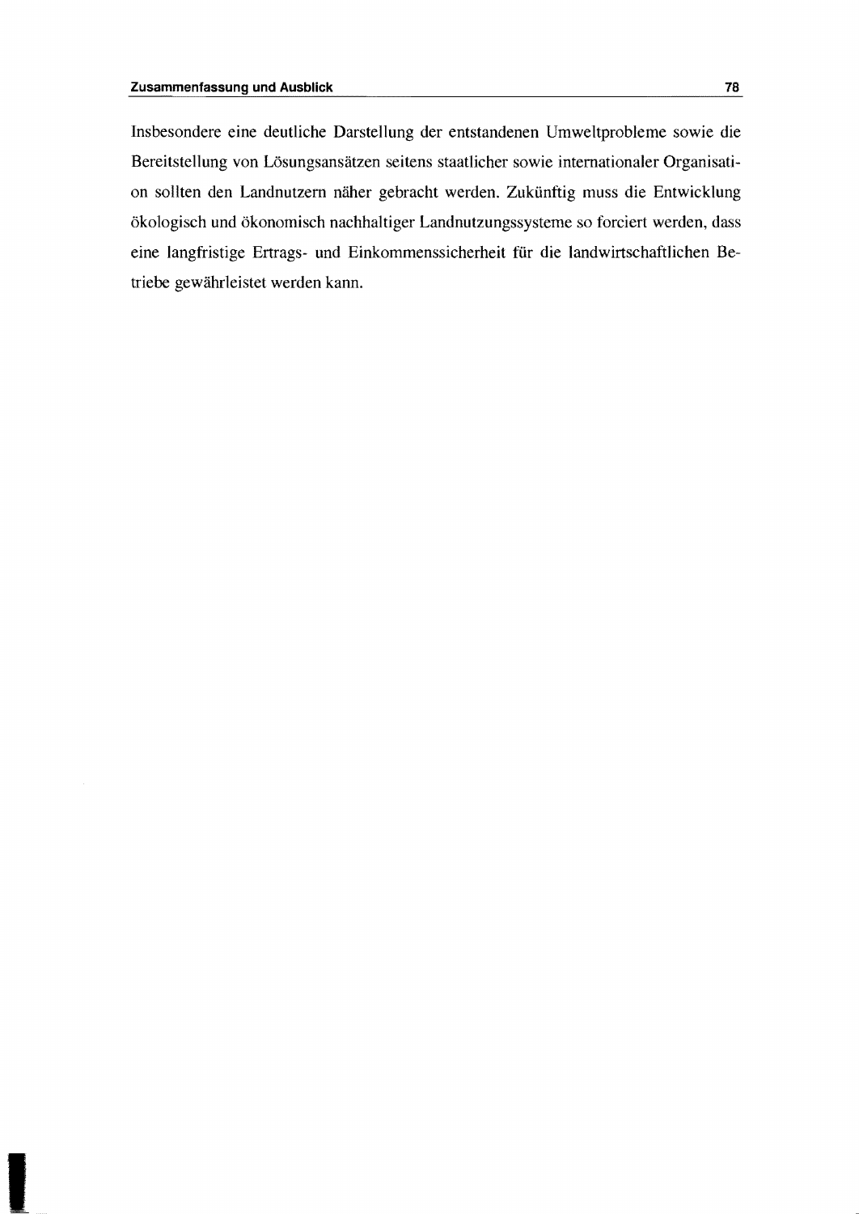Insbesondere eine deutliche Darstellung der entstandenen Umweltprobleme sowie die Bereitstellung von Lösungsansätzen seitens staatlicher sowie internationaler Organisation sollten den Landnutzern näher gebracht werden. Zukünftig muss die Entwicklung ökologisch und ökonomisch nachhaltiger Landnutzungssysteme so forciert werden, dass eine langfristige Ertrags- und Einkommenssicherheit für die landwirtschaftlichen Betriebe gewährleistet werden kann.